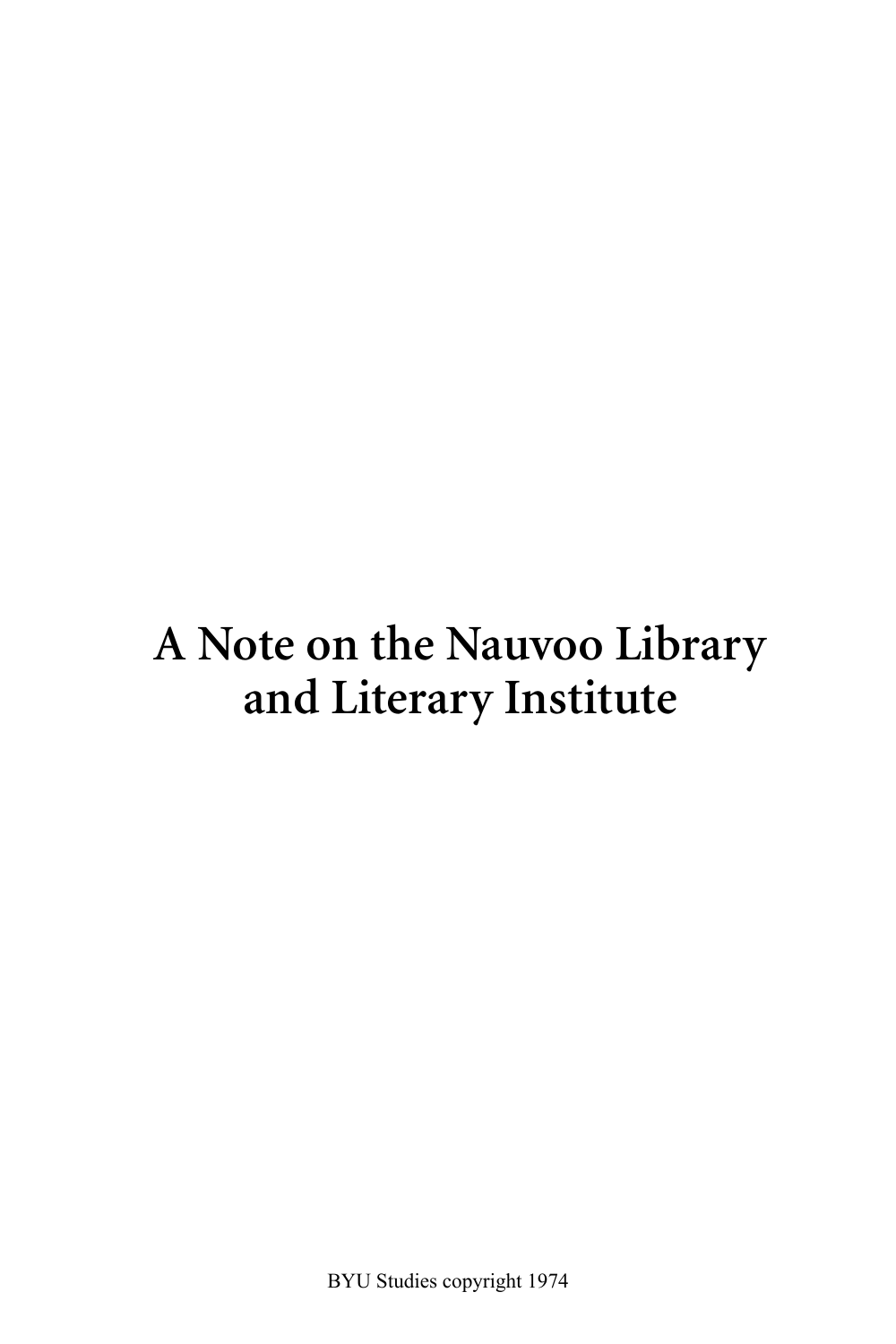# A Note on the Nauvoo Library and Literary Institute

BYU Studies copyright 1974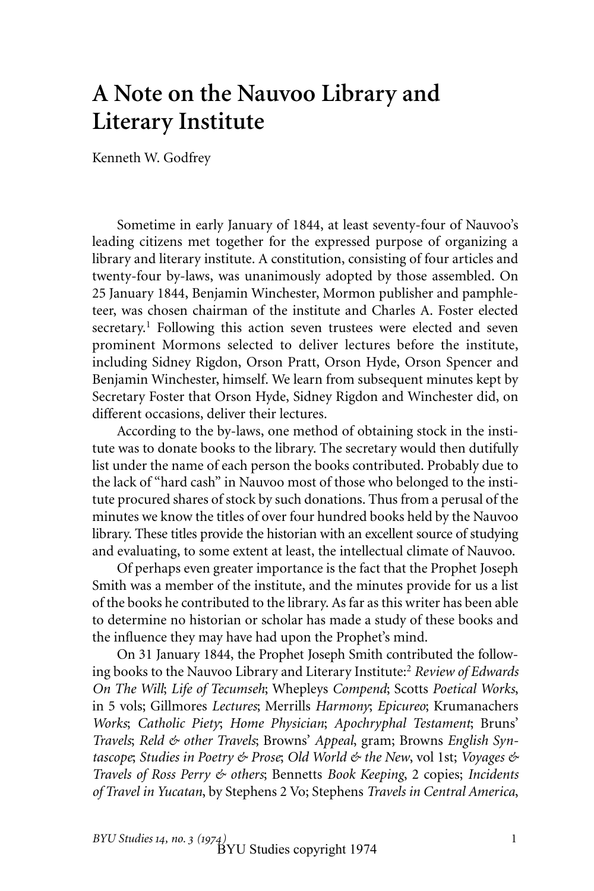# A Note on the Nauvoo Library and Literary Institute

Kenneth W. Godfrey

Sometime in early January of 1844, at least seventy-four of Nauvoo's leading citizens met together for the expressed purpose of organizing a library and literary institute. A constitution, consisting of four articles and twenty-four by-laws, was unanimously adopted by those assembled. On 25 January 1844, Benjamin Winchester, Mormon publisher and pamphleteer, was chosen chairman of the institute and Charles A. Foster elected secretary.[1] Following this action seven trustees were elected and seven prominent Mormons selected to deliver lectures before the institute, including Sidney Rigdon, Orson Pratt, Orson Hyde, Orson Spencer and Benjamin Winchester, himself. We learn from subsequent minutes kept by Secretary Foster that Orson Hyde, Sidney Rigdon and Winchester did, on different occasions, deliver their lectures.

According to the by-laws, one method of obtaining stock in the institute was to donate books to the library. The secretary would then dutifully list under the name of each person the books contributed. Probably due to the lack of "hard cash" in Nauvoo most of those who belonged to the institute procured shares of stock by such donations. Thus from a perusal of the minutes we know the titles of over four hundred books held by the Nauvoo library. These titles provide the historian with an excellent source of studying and evaluating, to some extent at least, the intellectual climate of Nauvoo.

Of perhaps even greater importance is the fact that the Prophet Joseph Smith was a member of the institute, and the minutes provide for us a list of the books he contributed to the library. As far as this writer has been able to determine no historian or scholar has made a study of these books and the influence they may have had upon the Prophet's mind.

On 31 January 1844, the Prophet Joseph Smith contributed the following books to the Nauvoo Library and Literary Institute:[2] *Review of Edwards On The Will*; *Life of Tecumseh*; Whepleys *Compend*; Scotts *Poetical Works*, in 5 vols; Gillmores *Lectures*; Merrills *Harmony*; *Epicureo*; Krumanachers *Works*; *Catholic Piety*; *Home Physician*; *Apochryphal Testament*; Bruns' *Travels*; *Reld & other Travels*; Browns' *Appeal*, gram; Browns *English Syntascope*; *Studies in Poetry & Prose*; *Old World & the New*, vol 1st; *Voyages & Travels of Ross Perry & others*; Bennetts *Book Keeping*, 2 copies; *Incidents of Travel in Yucatan*, by Stephens 2 Vo; Stephens *Travels in Central America*,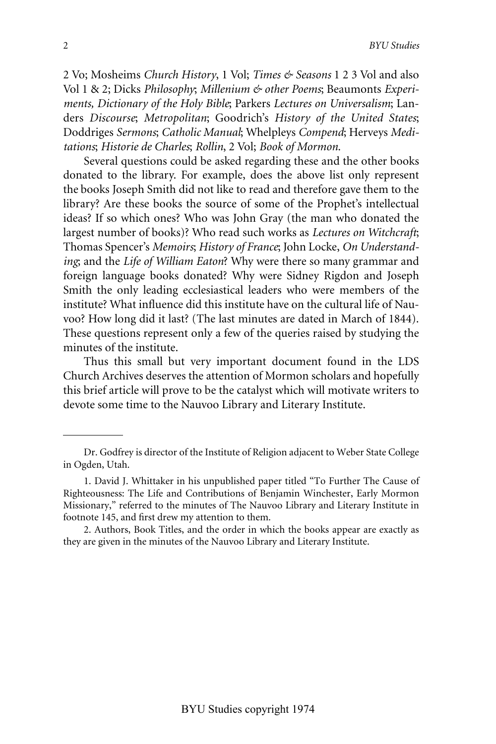2 Vo; Mosheims *Church History*, 1 Vol; *Times & Seasons* 1 2 3 Vol and also Vol 1 & 2; Dicks *Philosophy*; *Millenium & other Poems*; Beaumonts *Experiments*, *Dictionary of the Holy Bible*; Parkers *Lectures on Universalism*; Landers *Discourse*; *Metropolitan*; Goodrich's *History of the United States*; Doddriges *Sermons*; *Catholic Manual*; Whelpleys *Compend*; Herveys *Meditations*; *Historie de Charles*; *Rollin*, 2 Vol; *Book of Mormon.*

Several questions could be asked regarding these and the other books donated to the library. For example, does the above list only represent the books Joseph Smith did not like to read and therefore gave them to the library? Are these books the source of some of the Prophet's intellectual ideas? If so which ones? Who was John Gray (the man who donated the largest number of books)? Who read such works as *Lectures on Witchcraft*; Thomas Spencer's *Memoirs*; *History of France*; John Locke, *On Understanding*; and the *Life of William Eaton*? Why were there so many grammar and foreign language books donated? Why were Sidney Rigdon and Joseph Smith the only leading ecclesiastical leaders who were members of the institute? What influence did this institute have on the cultural life of Nauvoo? How long did it last? (The last minutes are dated in March of 1844). These questions represent only a few of the queries raised by studying the minutes of the institute.

Thus this small but very important document found in the LDS Church Archives deserves the attention of Mormon scholars and hopefully this brief article will prove to be the catalyst which will motivate writers to devote some time to the Nauvoo Library and Literary Institute.

---

Dr. Godfrey is director of the Institute of Religion adjacent to Weber State College in Ogden, Utah.

1. David J. Whittaker in his unpublished paper titled "To Further The Cause of Righteousness: The Life and Contributions of Benjamin Winchester, Early Mormon Missionary," referred to the minutes of The Nauvoo Library and Literary Institute in footnote 145, and first drew my attention to them.

2. Authors, Book Titles, and the order in which the books appear are exactly as they are given in the minutes of the Nauvoo Library and Literary Institute.

BYU Studies copyright 1974